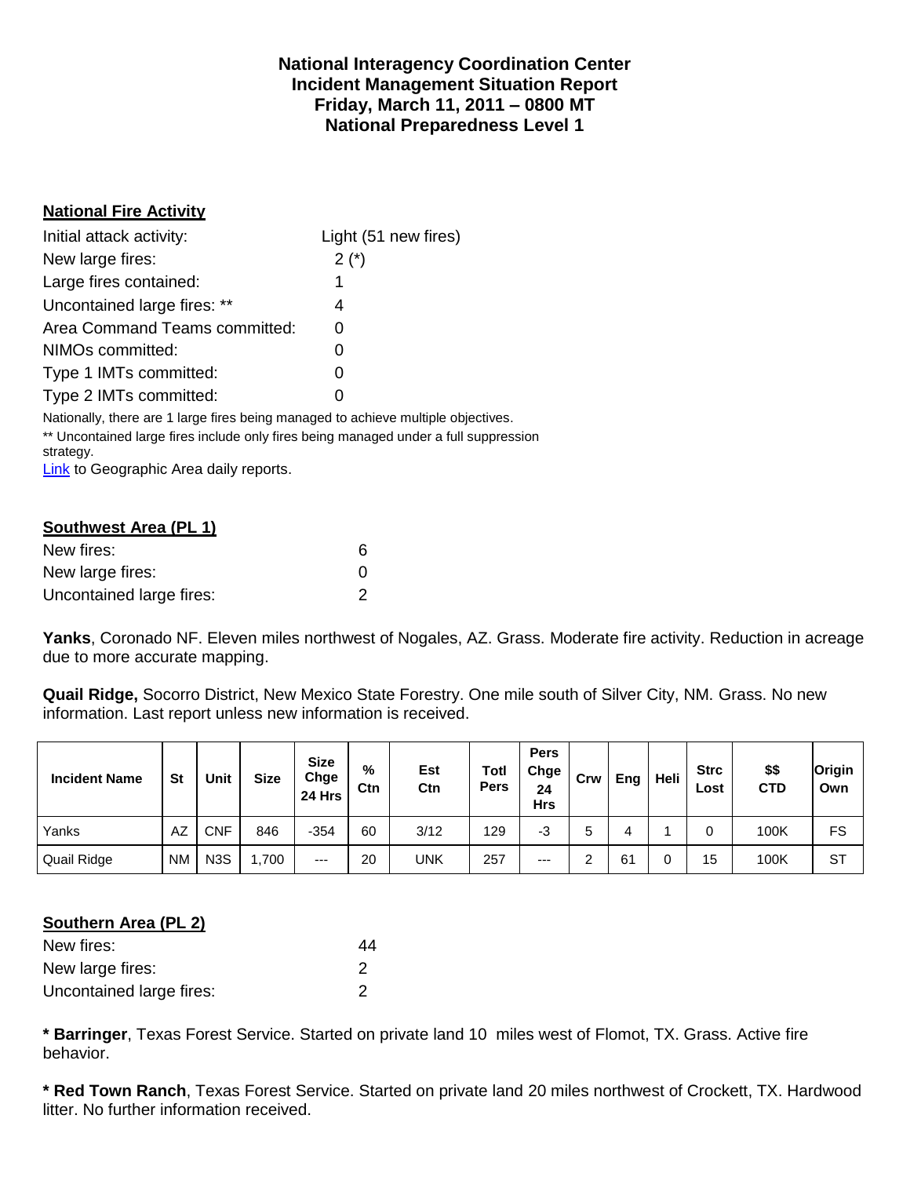# National Interagency Coordination Center
# Incident Management Situation Report
# Friday, March 11, 2011 – 0800 MT
# National Preparedness Level 1

## National Fire Activity

| | |
|---|---|
| Initial attack activity: | Light (51 new fires) |
| New large fires: | 2 (*) |
| Large fires contained: | 1 |
| Uncontained large fires: ** | 4 |
| Area Command Teams committed: | 0 |
| NIMOs committed: | 0 |
| Type 1 IMTs committed: | 0 |
| Type 2 IMTs committed: | 0 |

Nationally, there are 1 large fires being managed to achieve multiple objectives.

** Uncontained large fires include only fires being managed under a full suppression strategy.

Link to Geographic Area daily reports.

## Southwest Area (PL 1)

| | |
|---|---|
| New fires: | 6 |
| New large fires: | 0 |
| Uncontained large fires: | 2 |

**Yanks**, Coronado NF. Eleven miles northwest of Nogales, AZ. Grass. Moderate fire activity. Reduction in acreage due to more accurate mapping.

**Quail Ridge,** Socorro District, New Mexico State Forestry. One mile south of Silver City, NM. Grass. No new information. Last report unless new information is received.

| Incident Name | St | Unit | Size | Size Chge 24 Hrs | % Ctn | Est Ctn | Totl Pers | Pers Chge 24 Hrs | Crw | Eng | Heli | Strc Lost | $$ CTD | Origin Own |
|---|---|---|---|---|---|---|---|---|---|---|---|---|---|---|
| Yanks | AZ | CNF | 846 | -354 | 60 | 3/12 | 129 | -3 | 5 | 4 | 1 | 0 | 100K | FS |
| Quail Ridge | NM | N3S | 1,700 | --- | 20 | UNK | 257 | --- | 2 | 61 | 0 | 15 | 100K | ST |

## Southern Area (PL 2)

| | |
|---|---|
| New fires: | 44 |
| New large fires: | 2 |
| Uncontained large fires: | 2 |

**\* Barringer**, Texas Forest Service. Started on private land 10 miles west of Flomot, TX. Grass. Active fire behavior.

**\* Red Town Ranch**, Texas Forest Service. Started on private land 20 miles northwest of Crockett, TX. Hardwood litter. No further information received.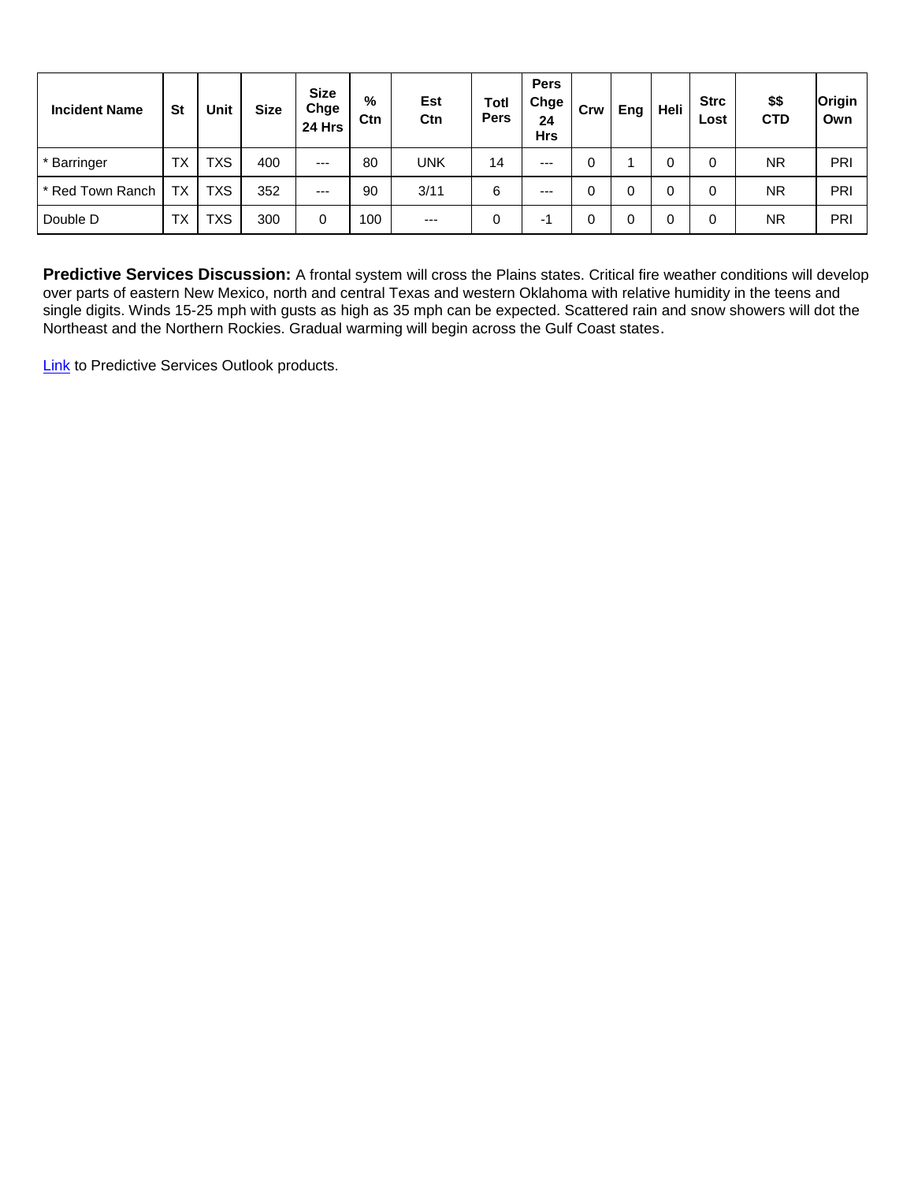| Incident Name | St | Unit | Size | Size Chge 24 Hrs | % Ctn | Est Ctn | Totl Pers | Pers Chge 24 Hrs | Crw | Eng | Heli | Strc Lost | $$ CTD | Origin Own |
|---|---|---|---|---|---|---|---|---|---|---|---|---|---|---|
| * Barringer | TX | TXS | 400 | --- | 80 | UNK | 14 | --- | 0 | 1 | 0 | 0 | NR | PRI |
| * Red Town Ranch | TX | TXS | 352 | --- | 90 | 3/11 | 6 | --- | 0 | 0 | 0 | 0 | NR | PRI |
| Double D | TX | TXS | 300 | 0 | 100 | --- | 0 | -1 | 0 | 0 | 0 | 0 | NR | PRI |

**Predictive Services Discussion:** A frontal system will cross the Plains states. Critical fire weather conditions will develop over parts of eastern New Mexico, north and central Texas and western Oklahoma with relative humidity in the teens and single digits. Winds 15-25 mph with gusts as high as 35 mph can be expected. Scattered rain and snow showers will dot the Northeast and the Northern Rockies. Gradual warming will begin across the Gulf Coast states.

Link to Predictive Services Outlook products.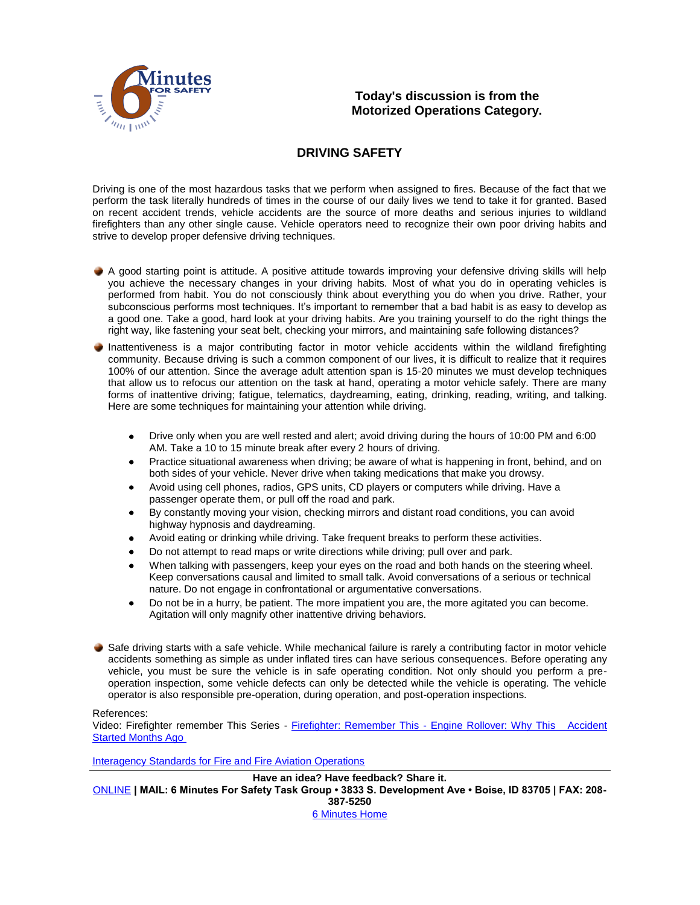Today's discussion is from the Motorized Operations Category.

# DRIVING SAFETY

Driving is one of the most hazardous tasks that we perform when assigned to fires. Because of the fact that we perform the task literally hundreds of times in the course of our daily lives we tend to take it for granted. Based on recent accident trends, vehicle accidents are the source of more deaths and serious injuries to wildland firefighters than any other single cause. Vehicle operators need to recognize their own poor driving habits and strive to develop proper defensive driving techniques.

- A good starting point is attitude. A positive attitude towards improving your defensive driving skills will help you achieve the necessary changes in your driving habits. Most of what you do in operating vehicles is performed from habit. You do not consciously think about everything you do when you drive. Rather, your subconscious performs most techniques. It's important to remember that a bad habit is as easy to develop as a good one. Take a good, hard look at your driving habits. Are you training yourself to do the right things the right way, like fastening your seat belt, checking your mirrors, and maintaining safe following distances?
- Inattentiveness is a major contributing factor in motor vehicle accidents within the wildland firefighting community. Because driving is such a common component of our lives, it is difficult to realize that it requires 100% of our attention. Since the average adult attention span is 15-20 minutes we must develop techniques that allow us to refocus our attention on the task at hand, operating a motor vehicle safely. There are many forms of inattentive driving; fatigue, telematics, daydreaming, eating, drinking, reading, writing, and talking. Here are some techniques for maintaining your attention while driving.
  - Drive only when you are well rested and alert; avoid driving during the hours of 10:00 PM and 6:00 AM. Take a 10 to 15 minute break after every 2 hours of driving.
  - Practice situational awareness when driving; be aware of what is happening in front, behind, and on both sides of your vehicle. Never drive when taking medications that make you drowsy.
  - Avoid using cell phones, radios, GPS units, CD players or computers while driving. Have a passenger operate them, or pull off the road and park.
  - By constantly moving your vision, checking mirrors and distant road conditions, you can avoid highway hypnosis and daydreaming.
  - Avoid eating or drinking while driving. Take frequent breaks to perform these activities.
  - Do not attempt to read maps or write directions while driving; pull over and park.
  - When talking with passengers, keep your eyes on the road and both hands on the steering wheel. Keep conversations causal and limited to small talk. Avoid conversations of a serious or technical nature. Do not engage in confrontational or argumentative conversations.
  - Do not be in a hurry, be patient. The more impatient you are, the more agitated you can become. Agitation will only magnify other inattentive driving behaviors.
- Safe driving starts with a safe vehicle. While mechanical failure is rarely a contributing factor in motor vehicle accidents something as simple as under inflated tires can have serious consequences. Before operating any vehicle, you must be sure the vehicle is in safe operating condition. Not only should you perform a pre-operation inspection, some vehicle defects can only be detected while the vehicle is operating. The vehicle operator is also responsible pre-operation, during operation, and post-operation inspections.

References:
Video: Firefighter remember This Series - [Firefighter: Remember This - Engine Rollover: Why This Accident Started Months Ago]

[Interagency Standards for Fire and Fire Aviation Operations]

**Have an idea? Have feedback? Share it.**
[ONLINE] | **MAIL: 6 Minutes For Safety Task Group • 3833 S. Development Ave • Boise, ID 83705 | FAX: 208-387-5250**
[6 Minutes Home]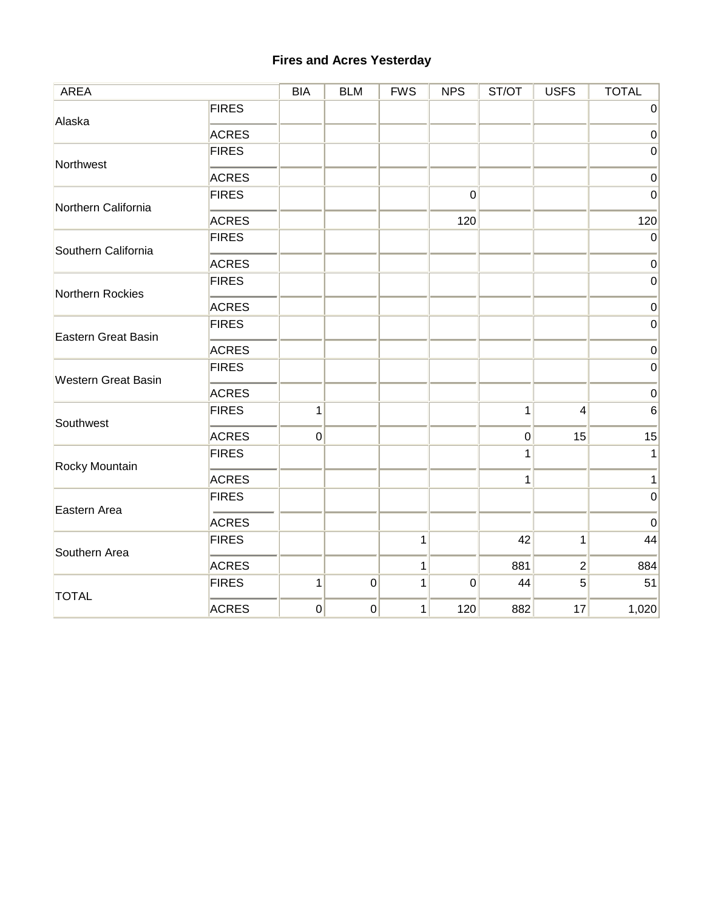## Fires and Acres Yesterday

| AREA | | BIA | BLM | FWS | NPS | ST/OT | USFS | TOTAL |
|---|---|---|---|---|---|---|---|---|
| Alaska | FIRES | | | | | | | 0 |
| | ACRES | | | | | | | 0 |
| Northwest | FIRES | | | | | | | 0 |
| | ACRES | | | | | | | 0 |
| Northern California | FIRES | | | | 0 | | | 0 |
| | ACRES | | | | 120 | | | 120 |
| Southern California | FIRES | | | | | | | 0 |
| | ACRES | | | | | | | 0 |
| Northern Rockies | FIRES | | | | | | | 0 |
| | ACRES | | | | | | | 0 |
| Eastern Great Basin | FIRES | | | | | | | 0 |
| | ACRES | | | | | | | 0 |
| Western Great Basin | FIRES | | | | | | | 0 |
| | ACRES | | | | | | | 0 |
| Southwest | FIRES | 1 | | | | 1 | 4 | 6 |
| | ACRES | 0 | | | | 0 | 15 | 15 |
| Rocky Mountain | FIRES | | | | | 1 | | 1 |
| | ACRES | | | | | 1 | | 1 |
| Eastern Area | FIRES | | | | | | | 0 |
| | ACRES | | | | | | | 0 |
| Southern Area | FIRES | | | 1 | | 42 | 1 | 44 |
| | ACRES | | | 1 | | 881 | 2 | 884 |
| TOTAL | FIRES | 1 | 0 | 1 | 0 | 44 | 5 | 51 |
| | ACRES | 0 | 0 | 1 | 120 | 882 | 17 | 1,020 |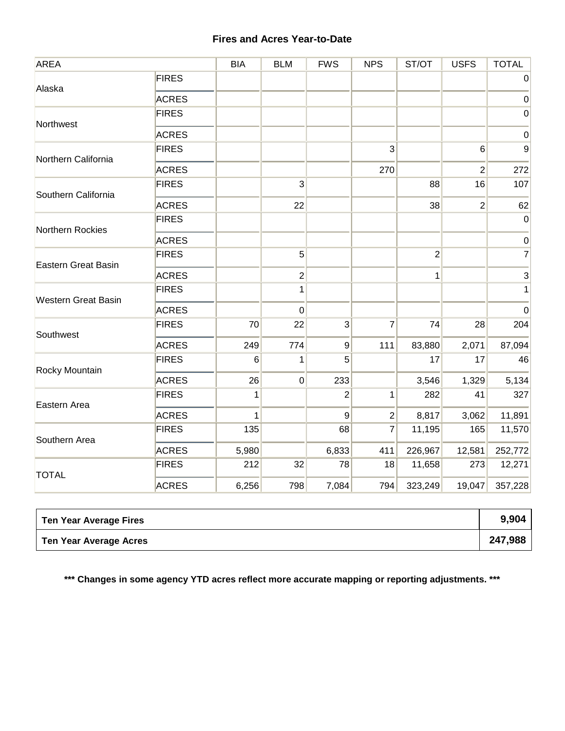**Fires and Acres Year-to-Date**

| AREA | | BIA | BLM | FWS | NPS | ST/OT | USFS | TOTAL |
|---|---|---|---|---|---|---|---|---|
| Alaska | FIRES | | | | | | | 0 |
| | ACRES | | | | | | | 0 |
| Northwest | FIRES | | | | | | | 0 |
| | ACRES | | | | | | | 0 |
| Northern California | FIRES | | | | 3 | | 6 | 9 |
| | ACRES | | | | 270 | | 2 | 272 |
| Southern California | FIRES | | 3 | | | 88 | 16 | 107 |
| | ACRES | | 22 | | | 38 | 2 | 62 |
| Northern Rockies | FIRES | | | | | | | 0 |
| | ACRES | | | | | | | 0 |
| Eastern Great Basin | FIRES | | 5 | | | 2 | | 7 |
| | ACRES | | 2 | | | 1 | | 3 |
| Western Great Basin | FIRES | | 1 | | | | | 1 |
| | ACRES | | 0 | | | | | 0 |
| Southwest | FIRES | 70 | 22 | 3 | 7 | 74 | 28 | 204 |
| | ACRES | 249 | 774 | 9 | 111 | 83,880 | 2,071 | 87,094 |
| Rocky Mountain | FIRES | 6 | 1 | 5 | | 17 | 17 | 46 |
| | ACRES | 26 | 0 | 233 | | 3,546 | 1,329 | 5,134 |
| Eastern Area | FIRES | 1 | | 2 | 1 | 282 | 41 | 327 |
| | ACRES | 1 | | 9 | 2 | 8,817 | 3,062 | 11,891 |
| Southern Area | FIRES | 135 | | 68 | 7 | 11,195 | 165 | 11,570 |
| | ACRES | 5,980 | | 6,833 | 411 | 226,967 | 12,581 | 252,772 |
| TOTAL | FIRES | 212 | 32 | 78 | 18 | 11,658 | 273 | 12,271 |
| | ACRES | 6,256 | 798 | 7,084 | 794 | 323,249 | 19,047 | 357,228 |

| | |
|---|---|
| **Ten Year Average Fires** | **9,904** |
| **Ten Year Average Acres** | **247,988** |

**\*\*\* Changes in some agency YTD acres reflect more accurate mapping or reporting adjustments. \*\*\***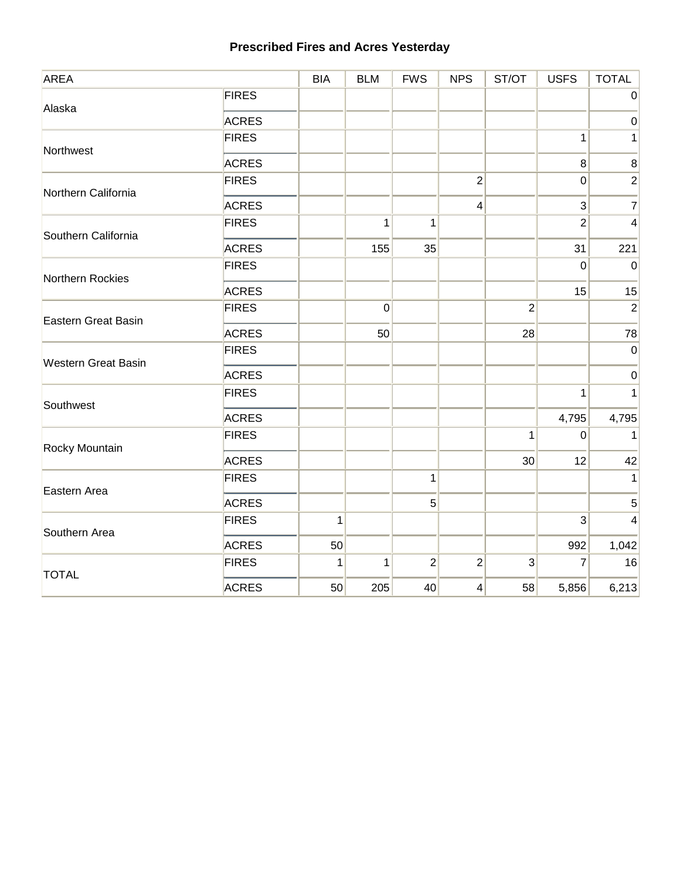## Prescribed Fires and Acres Yesterday

| AREA | | BIA | BLM | FWS | NPS | ST/OT | USFS | TOTAL |
|---|---|---|---|---|---|---|---|---|
| Alaska | FIRES | | | | | | | 0 |
| | ACRES | | | | | | | 0 |
| Northwest | FIRES | | | | | | 1 | 1 |
| | ACRES | | | | | | 8 | 8 |
| Northern California | FIRES | | | | 2 | | 0 | 2 |
| | ACRES | | | | 4 | | 3 | 7 |
| Southern California | FIRES | | 1 | 1 | | | 2 | 4 |
| | ACRES | | 155 | 35 | | | 31 | 221 |
| Northern Rockies | FIRES | | | | | | 0 | 0 |
| | ACRES | | | | | | 15 | 15 |
| Eastern Great Basin | FIRES | | 0 | | | 2 | | 2 |
| | ACRES | | 50 | | | 28 | | 78 |
| Western Great Basin | FIRES | | | | | | | 0 |
| | ACRES | | | | | | | 0 |
| Southwest | FIRES | | | | | | 1 | 1 |
| | ACRES | | | | | | 4,795 | 4,795 |
| Rocky Mountain | FIRES | | | | | 1 | 0 | 1 |
| | ACRES | | | | | 30 | 12 | 42 |
| Eastern Area | FIRES | | | 1 | | | | 1 |
| | ACRES | | | 5 | | | | 5 |
| Southern Area | FIRES | 1 | | | | | 3 | 4 |
| | ACRES | 50 | | | | | 992 | 1,042 |
| TOTAL | FIRES | 1 | 1 | 2 | 2 | 3 | 7 | 16 |
| | ACRES | 50 | 205 | 40 | 4 | 58 | 5,856 | 6,213 |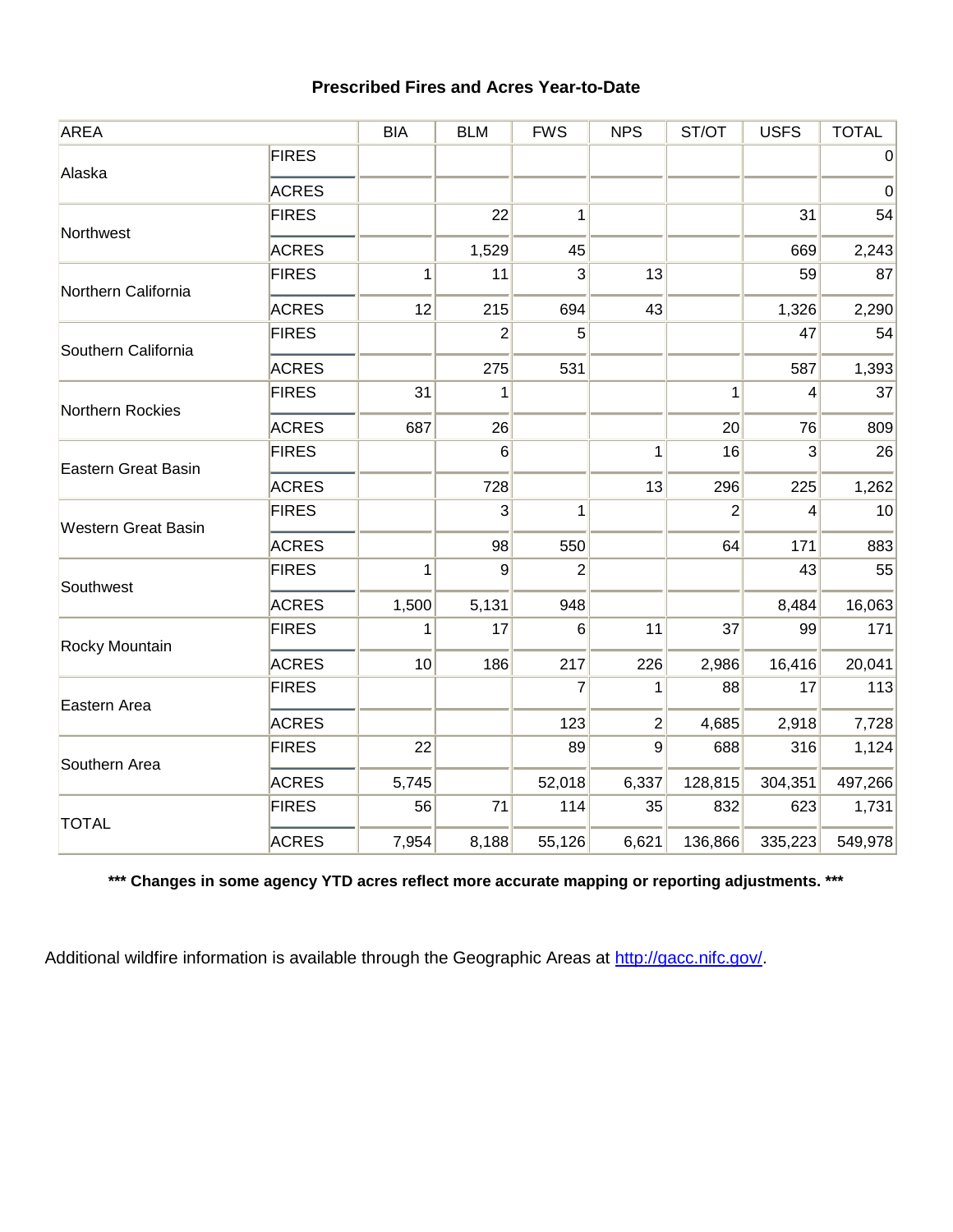**Prescribed Fires and Acres Year-to-Date**

| AREA | | BIA | BLM | FWS | NPS | ST/OT | USFS | TOTAL |
|---|---|---|---|---|---|---|---|---|
| Alaska | FIRES | | | | | | | 0 |
| | ACRES | | | | | | | 0 |
| Northwest | FIRES | | 22 | 1 | | | 31 | 54 |
| | ACRES | | 1,529 | 45 | | | 669 | 2,243 |
| Northern California | FIRES | 1 | 11 | 3 | 13 | | 59 | 87 |
| | ACRES | 12 | 215 | 694 | 43 | | 1,326 | 2,290 |
| Southern California | FIRES | | 2 | 5 | | | 47 | 54 |
| | ACRES | | 275 | 531 | | | 587 | 1,393 |
| Northern Rockies | FIRES | 31 | 1 | | | 1 | 4 | 37 |
| | ACRES | 687 | 26 | | | 20 | 76 | 809 |
| Eastern Great Basin | FIRES | | 6 | | 1 | 16 | 3 | 26 |
| | ACRES | | 728 | | 13 | 296 | 225 | 1,262 |
| Western Great Basin | FIRES | | 3 | 1 | | 2 | 4 | 10 |
| | ACRES | | 98 | 550 | | 64 | 171 | 883 |
| Southwest | FIRES | 1 | 9 | 2 | | | 43 | 55 |
| | ACRES | 1,500 | 5,131 | 948 | | | 8,484 | 16,063 |
| Rocky Mountain | FIRES | 1 | 17 | 6 | 11 | 37 | 99 | 171 |
| | ACRES | 10 | 186 | 217 | 226 | 2,986 | 16,416 | 20,041 |
| Eastern Area | FIRES | | | 7 | 1 | 88 | 17 | 113 |
| | ACRES | | | 123 | 2 | 4,685 | 2,918 | 7,728 |
| Southern Area | FIRES | 22 | | 89 | 9 | 688 | 316 | 1,124 |
| | ACRES | 5,745 | | 52,018 | 6,337 | 128,815 | 304,351 | 497,266 |
| TOTAL | FIRES | 56 | 71 | 114 | 35 | 832 | 623 | 1,731 |
| | ACRES | 7,954 | 8,188 | 55,126 | 6,621 | 136,866 | 335,223 | 549,978 |

**\*\*\* Changes in some agency YTD acres reflect more accurate mapping or reporting adjustments. \*\*\***

Additional wildfire information is available through the Geographic Areas at [http://gacc.nifc.gov/](http://gacc.nifc.gov/).